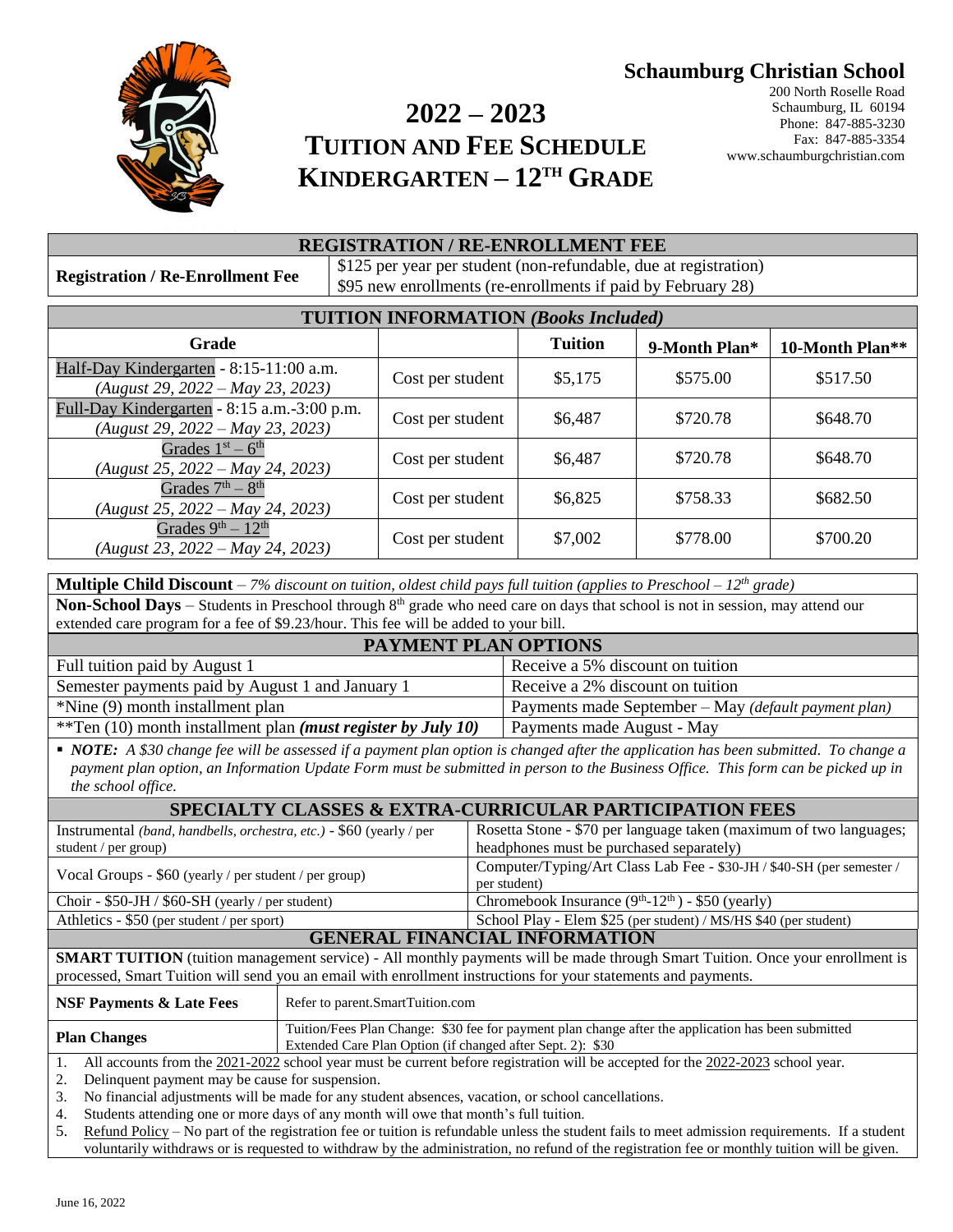**Schaumburg Christian School**
200 North Roselle Road
Schaumburg, IL 60194
Phone: 847-885-3230
Fax: 847-885-3354
www.schaumburgchristian.com

# 2022 – 2023
# TUITION AND FEE SCHEDULE
# KINDERGARTEN – 12TH GRADE

| REGISTRATION / RE-ENROLLMENT FEE | |
|---|---|
| **Registration / Re-Enrollment Fee** | \$125 per year per student (non-refundable, due at registration)<br>\$95 new enrollments (re-enrollments if paid by February 28) |

**TUITION INFORMATION *(Books Included)***

| Grade | | Tuition | 9-Month Plan* | 10-Month Plan** |
|---|---|---|---|---|
| Half-Day Kindergarten - 8:15-11:00 a.m. *(August 29, 2022 – May 23, 2023)* | Cost per student | \$5,175 | \$575.00 | \$517.50 |
| Full-Day Kindergarten - 8:15 a.m.-3:00 p.m. *(August 29, 2022 – May 23, 2023)* | Cost per student | \$6,487 | \$720.78 | \$648.70 |
| Grades 1st – 6th *(August 25, 2022 – May 24, 2023)* | Cost per student | \$6,487 | \$720.78 | \$648.70 |
| Grades 7th – 8th *(August 25, 2022 – May 24, 2023)* | Cost per student | \$6,825 | \$758.33 | \$682.50 |
| Grades 9th – 12th *(August 23, 2022 – May 24, 2023)* | Cost per student | \$7,002 | \$778.00 | \$700.20 |

**Multiple Child Discount** – *7% discount on tuition, oldest child pays full tuition (applies to Preschool – 12th grade)*

**Non-School Days** – Students in Preschool through 8th grade who need care on days that school is not in session, may attend our extended care program for a fee of \$9.23/hour. This fee will be added to your bill.

**PAYMENT PLAN OPTIONS**

| | |
|---|---|
| Full tuition paid by August 1 | Receive a 5% discount on tuition |
| Semester payments paid by August 1 and January 1 | Receive a 2% discount on tuition |
| *Nine (9) month installment plan | Payments made September – May *(default payment plan)* |
| **Ten (10) month installment plan ***(must register by July 10)*** | Payments made August - May |

- ***NOTE:*** *A \$30 change fee will be assessed if a payment plan option is changed after the application has been submitted. To change a payment plan option, an Information Update Form must be submitted in person to the Business Office. This form can be picked up in the school office.*

**SPECIALTY CLASSES & EXTRA-CURRICULAR PARTICIPATION FEES**

| | |
|---|---|
| Instrumental *(band, handbells, orchestra, etc.)* - \$60 (yearly / per student / per group) | Rosetta Stone - \$70 per language taken (maximum of two languages; headphones must be purchased separately) |
| Vocal Groups - \$60 (yearly / per student / per group) | Computer/Typing/Art Class Lab Fee - \$30-JH / \$40-SH (per semester / per student) |
| Choir - \$50-JH / \$60-SH (yearly / per student) | Chromebook Insurance (9th-12th) - \$50 (yearly) |
| Athletics - \$50 (per student / per sport) | School Play - Elem \$25 (per student) / MS/HS \$40 (per student) |

**GENERAL FINANCIAL INFORMATION**

**SMART TUITION** (tuition management service) - All monthly payments will be made through Smart Tuition. Once your enrollment is processed, Smart Tuition will send you an email with enrollment instructions for your statements and payments.

| | |
|---|---|
| **NSF Payments & Late Fees** | Refer to parent.SmartTuition.com |
| **Plan Changes** | Tuition/Fees Plan Change: \$30 fee for payment plan change after the application has been submitted<br>Extended Care Plan Option (if changed after Sept. 2): \$30 |

1. All accounts from the 2021-2022 school year must be current before registration will be accepted for the 2022-2023 school year.
2. Delinquent payment may be cause for suspension.
3. No financial adjustments will be made for any student absences, vacation, or school cancellations.
4. Students attending one or more days of any month will owe that month's full tuition.
5. Refund Policy – No part of the registration fee or tuition is refundable unless the student fails to meet admission requirements. If a student voluntarily withdraws or is requested to withdraw by the administration, no refund of the registration fee or monthly tuition will be given.

June 16, 2022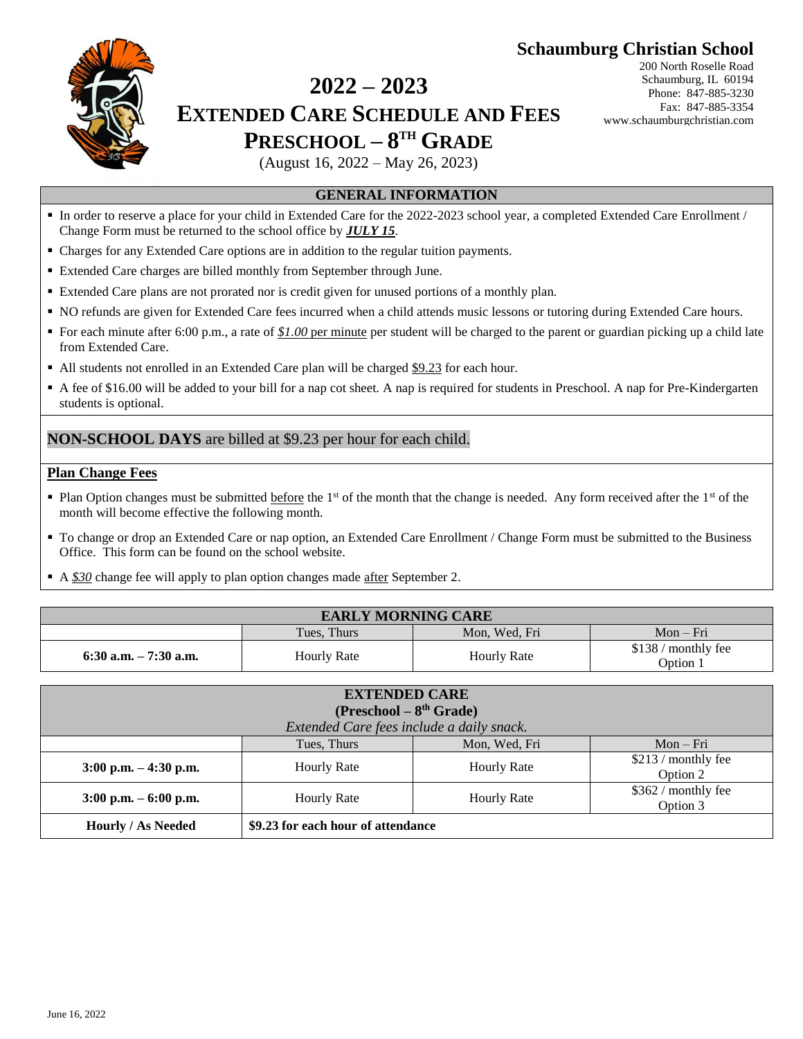**Schaumburg Christian School**
200 North Roselle Road
Schaumburg, IL 60194
Phone: 847-885-3230
Fax: 847-885-3354
www.schaumburgchristian.com

# 2022 – 2023
# EXTENDED CARE SCHEDULE AND FEES
# PRESCHOOL – 8TH GRADE

(August 16, 2022 – May 26, 2023)

## GENERAL INFORMATION

- In order to reserve a place for your child in Extended Care for the 2022-2023 school year, a completed Extended Care Enrollment / Change Form must be returned to the school office by ***JULY 15***.
- Charges for any Extended Care options are in addition to the regular tuition payments.
- Extended Care charges are billed monthly from September through June.
- Extended Care plans are not prorated nor is credit given for unused portions of a monthly plan.
- NO refunds are given for Extended Care fees incurred when a child attends music lessons or tutoring during Extended Care hours.
- For each minute after 6:00 p.m., a rate of *$1.00* per minute per student will be charged to the parent or guardian picking up a child late from Extended Care.
- All students not enrolled in an Extended Care plan will be charged $9.23 for each hour.
- A fee of $16.00 will be added to your bill for a nap cot sheet. A nap is required for students in Preschool. A nap for Pre-Kindergarten students is optional.

**NON-SCHOOL DAYS** are billed at $9.23 per hour for each child.

### Plan Change Fees

- Plan Option changes must be submitted before the 1st of the month that the change is needed. Any form received after the 1st of the month will become effective the following month.
- To change or drop an Extended Care or nap option, an Extended Care Enrollment / Change Form must be submitted to the Business Office. This form can be found on the school website.
- A *$30* change fee will apply to plan option changes made after September 2.

| EARLY MORNING CARE | | | |
|---|---|---|---|
| | Tues, Thurs | Mon, Wed, Fri | Mon – Fri |
| **6:30 a.m. – 7:30 a.m.** | Hourly Rate | Hourly Rate | $138 / monthly fee Option 1 |

| EXTENDED CARE (Preschool – 8th Grade) *Extended Care fees include a daily snack.* | | | |
|---|---|---|---|
| | Tues, Thurs | Mon, Wed, Fri | Mon – Fri |
| **3:00 p.m. – 4:30 p.m.** | Hourly Rate | Hourly Rate | $213 / monthly fee Option 2 |
| **3:00 p.m. – 6:00 p.m.** | Hourly Rate | Hourly Rate | $362 / monthly fee Option 3 |
| **Hourly / As Needed** | **$9.23 for each hour of attendance** | | |

June 16, 2022